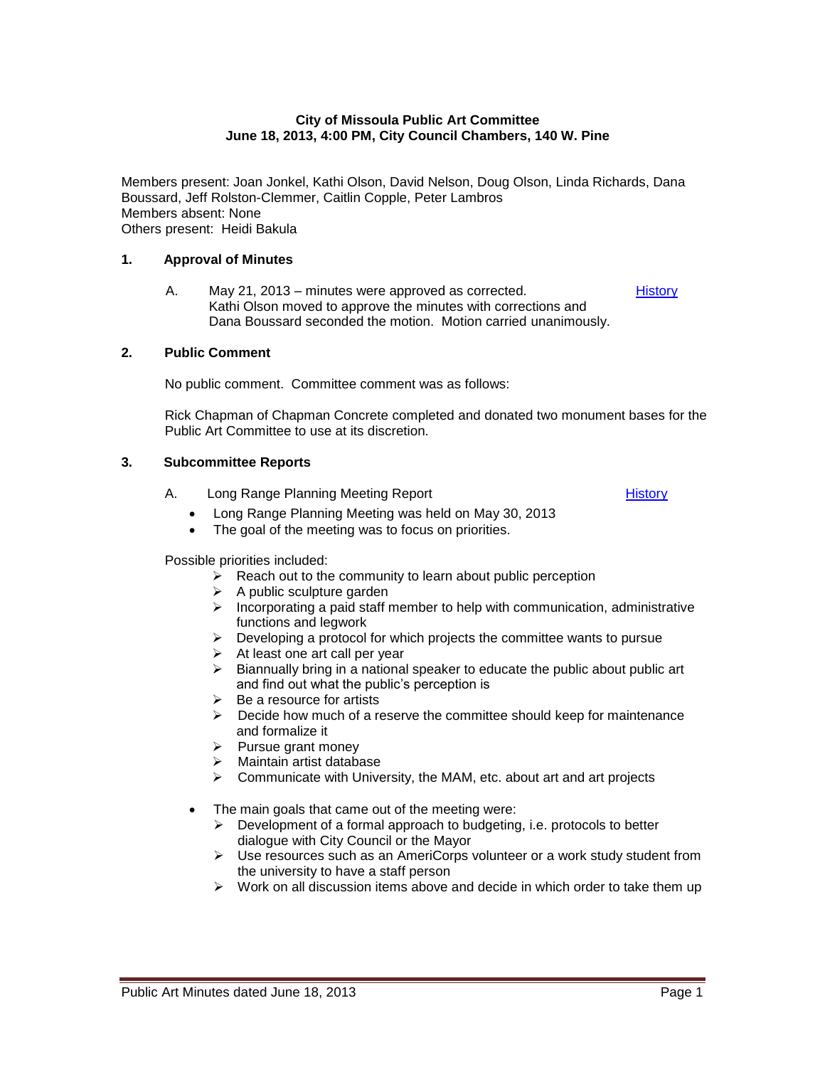**City of Missoula Public Art Committee**
**June 18, 2013, 4:00 PM, City Council Chambers, 140 W. Pine**

Members present: Joan Jonkel, Kathi Olson, David Nelson, Doug Olson, Linda Richards, Dana Boussard, Jeff Rolston-Clemmer, Caitlin Copple, Peter Lambros
Members absent: None
Others present: Heidi Bakula

## 1. Approval of Minutes

A. May 21, 2013 – minutes were approved as corrected. [History]
Kathi Olson moved to approve the minutes with corrections and Dana Boussard seconded the motion. Motion carried unanimously.

## 2. Public Comment

No public comment. Committee comment was as follows:

Rick Chapman of Chapman Concrete completed and donated two monument bases for the Public Art Committee to use at its discretion.

## 3. Subcommittee Reports

A. Long Range Planning Meeting Report [History]

- Long Range Planning Meeting was held on May 30, 2013
- The goal of the meeting was to focus on priorities.

Possible priorities included:

- Reach out to the community to learn about public perception
- A public sculpture garden
- Incorporating a paid staff member to help with communication, administrative functions and legwork
- Developing a protocol for which projects the committee wants to pursue
- At least one art call per year
- Biannually bring in a national speaker to educate the public about public art and find out what the public's perception is
- Be a resource for artists
- Decide how much of a reserve the committee should keep for maintenance and formalize it
- Pursue grant money
- Maintain artist database
- Communicate with University, the MAM, etc. about art and art projects

- The main goals that came out of the meeting were:
  - Development of a formal approach to budgeting, i.e. protocols to better dialogue with City Council or the Mayor
  - Use resources such as an AmeriCorps volunteer or a work study student from the university to have a staff person
  - Work on all discussion items above and decide in which order to take them up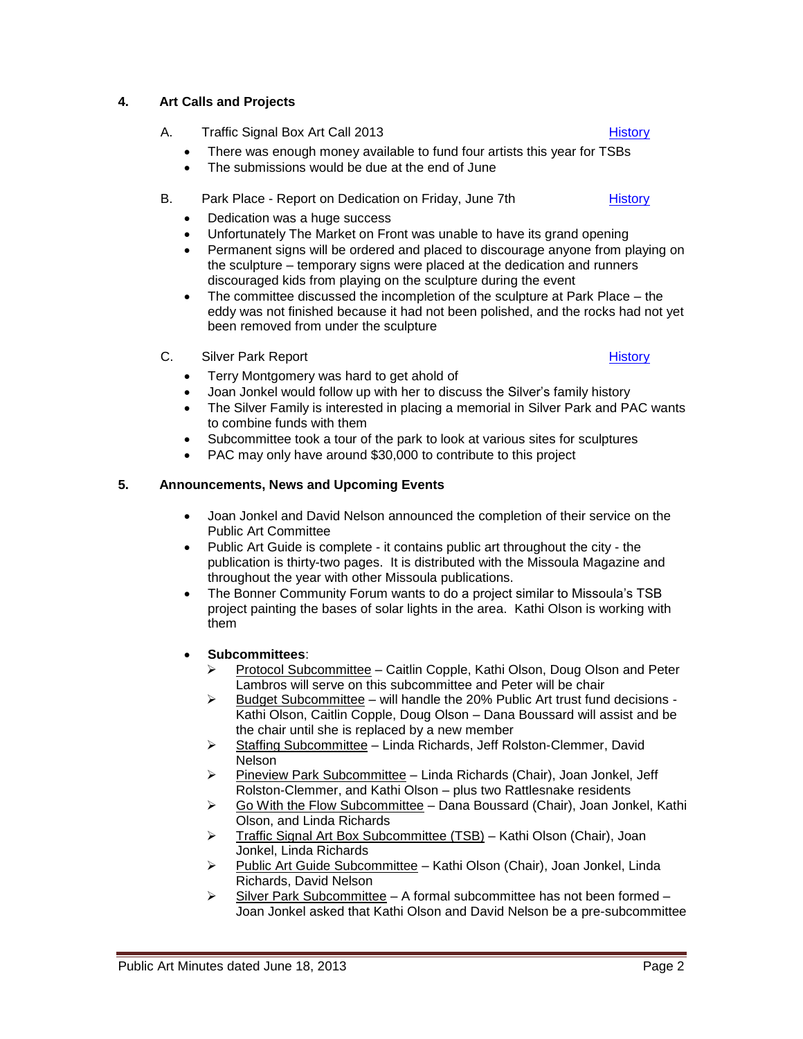## 4. Art Calls and Projects

A. Traffic Signal Box Art Call 2013 — History

- There was enough money available to fund four artists this year for TSBs
- The submissions would be due at the end of June

B. Park Place - Report on Dedication on Friday, June 7th — History

- Dedication was a huge success
- Unfortunately The Market on Front was unable to have its grand opening
- Permanent signs will be ordered and placed to discourage anyone from playing on the sculpture – temporary signs were placed at the dedication and runners discouraged kids from playing on the sculpture during the event
- The committee discussed the incompletion of the sculpture at Park Place – the eddy was not finished because it had not been polished, and the rocks had not yet been removed from under the sculpture

C. Silver Park Report — History

- Terry Montgomery was hard to get ahold of
- Joan Jonkel would follow up with her to discuss the Silver's family history
- The Silver Family is interested in placing a memorial in Silver Park and PAC wants to combine funds with them
- Subcommittee took a tour of the park to look at various sites for sculptures
- PAC may only have around $30,000 to contribute to this project

## 5. Announcements, News and Upcoming Events

- Joan Jonkel and David Nelson announced the completion of their service on the Public Art Committee
- Public Art Guide is complete - it contains public art throughout the city - the publication is thirty-two pages. It is distributed with the Missoula Magazine and throughout the year with other Missoula publications.
- The Bonner Community Forum wants to do a project similar to Missoula's TSB project painting the bases of solar lights in the area. Kathi Olson is working with them
- **Subcommittees**:
  - Protocol Subcommittee – Caitlin Copple, Kathi Olson, Doug Olson and Peter Lambros will serve on this subcommittee and Peter will be chair
  - Budget Subcommittee – will handle the 20% Public Art trust fund decisions - Kathi Olson, Caitlin Copple, Doug Olson – Dana Boussard will assist and be the chair until she is replaced by a new member
  - Staffing Subcommittee – Linda Richards, Jeff Rolston-Clemmer, David Nelson
  - Pineview Park Subcommittee – Linda Richards (Chair), Joan Jonkel, Jeff Rolston-Clemmer, and Kathi Olson – plus two Rattlesnake residents
  - Go With the Flow Subcommittee – Dana Boussard (Chair), Joan Jonkel, Kathi Olson, and Linda Richards
  - Traffic Signal Art Box Subcommittee (TSB) – Kathi Olson (Chair), Joan Jonkel, Linda Richards
  - Public Art Guide Subcommittee – Kathi Olson (Chair), Joan Jonkel, Linda Richards, David Nelson
  - Silver Park Subcommittee – A formal subcommittee has not been formed – Joan Jonkel asked that Kathi Olson and David Nelson be a pre-subcommittee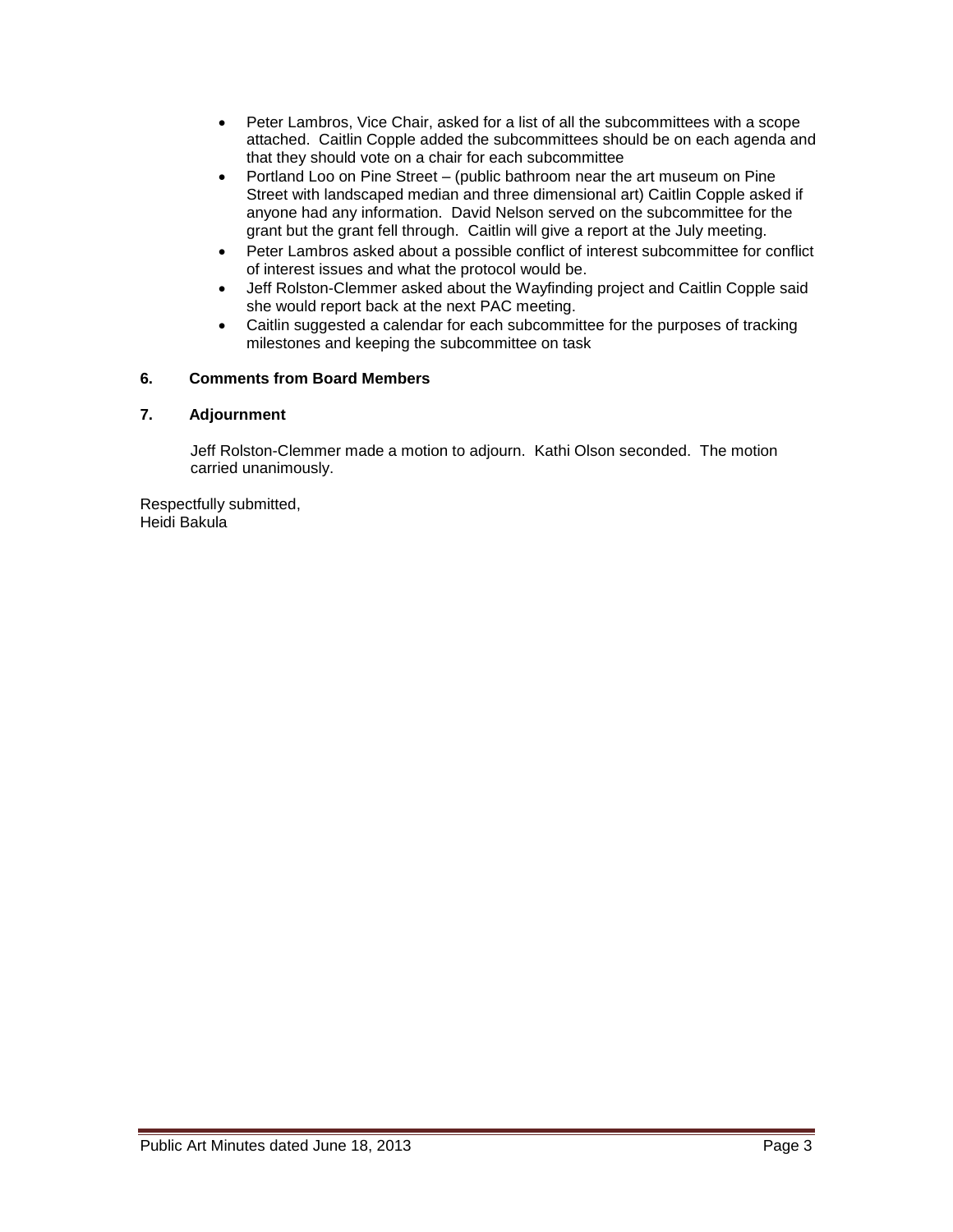- Peter Lambros, Vice Chair, asked for a list of all the subcommittees with a scope attached. Caitlin Copple added the subcommittees should be on each agenda and that they should vote on a chair for each subcommittee
- Portland Loo on Pine Street – (public bathroom near the art museum on Pine Street with landscaped median and three dimensional art) Caitlin Copple asked if anyone had any information. David Nelson served on the subcommittee for the grant but the grant fell through. Caitlin will give a report at the July meeting.
- Peter Lambros asked about a possible conflict of interest subcommittee for conflict of interest issues and what the protocol would be.
- Jeff Rolston-Clemmer asked about the Wayfinding project and Caitlin Copple said she would report back at the next PAC meeting.
- Caitlin suggested a calendar for each subcommittee for the purposes of tracking milestones and keeping the subcommittee on task

**6. Comments from Board Members**

**7. Adjournment**

Jeff Rolston-Clemmer made a motion to adjourn. Kathi Olson seconded. The motion carried unanimously.

Respectfully submitted,
Heidi Bakula